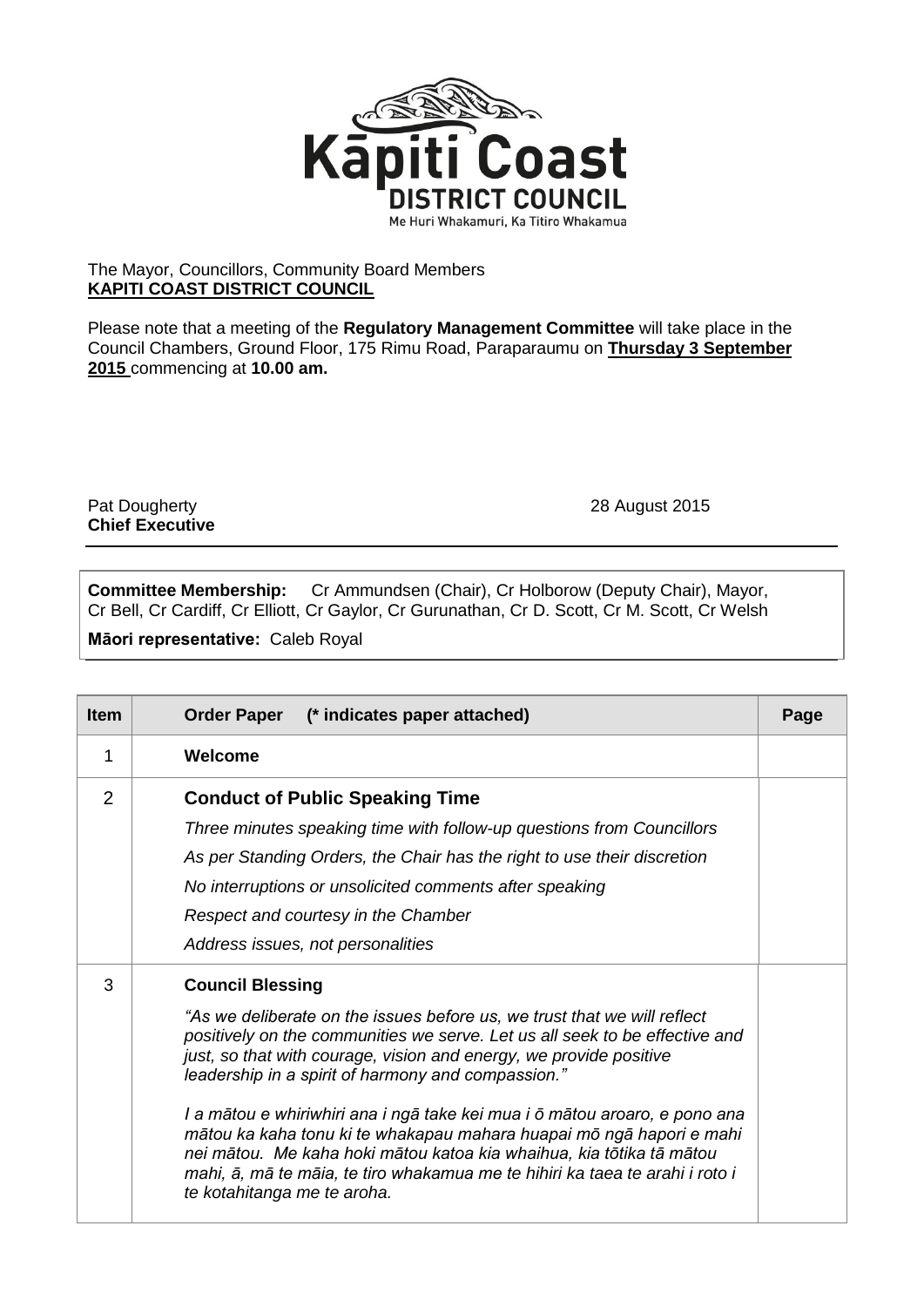**Kāpiti Coast DISTRICT COUNCIL**

Me Huri Whakamuri, Ka Titiro Whakamua

The Mayor, Councillors, Community Board Members
**KAPITI COAST DISTRICT COUNCIL**

Please note that a meeting of the **Regulatory Management Committee** will take place in the Council Chambers, Ground Floor, 175 Rimu Road, Paraparaumu on **Thursday 3 September 2015** commencing at **10.00 am.**

Pat Dougherty
**Chief Executive**

28 August 2015

**Committee Membership:** Cr Ammundsen (Chair), Cr Holborow (Deputy Chair), Mayor, Cr Bell, Cr Cardiff, Cr Elliott, Cr Gaylor, Cr Gurunathan, Cr D. Scott, Cr M. Scott, Cr Welsh

**Māori representative:** Caleb Royal

| Item | Order Paper (* indicates paper attached) | Page |
|---|---|---|
| 1 | **Welcome** | |
| 2 | **Conduct of Public Speaking Time**<br>*Three minutes speaking time with follow-up questions from Councillors*<br>*As per Standing Orders, the Chair has the right to use their discretion*<br>*No interruptions or unsolicited comments after speaking*<br>*Respect and courtesy in the Chamber*<br>*Address issues, not personalities* | |
| 3 | **Council Blessing**<br>*"As we deliberate on the issues before us, we trust that we will reflect positively on the communities we serve. Let us all seek to be effective and just, so that with courage, vision and energy, we provide positive leadership in a spirit of harmony and compassion."*<br>*I a mātou e whiriwhiri ana i ngā take kei mua i ō mātou aroaro, e pono ana mātou ka kaha tonu ki te whakapau mahara huapai mō ngā hapori e mahi nei mātou. Me kaha hoki mātou katoa kia whaihua, kia tōtika tā mātou mahi, ā, mā te māia, te tiro whakamua me te hihiri ka taea te arahi i roto i te kotahitanga me te aroha.* | |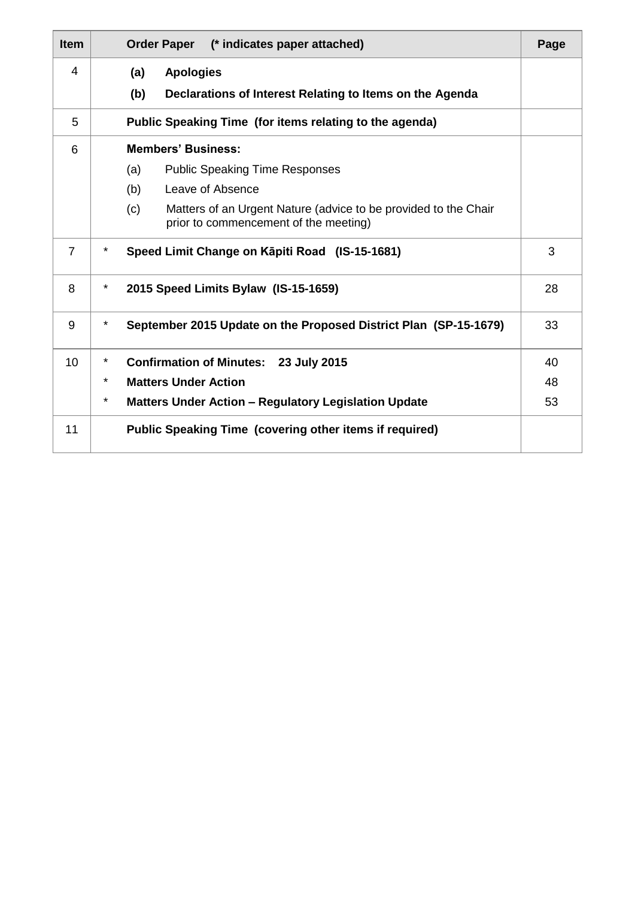| Item | Order Paper (* indicates paper attached) | Page |
|---|---|---|
| 4 | **(a) Apologies**<br>**(b) Declarations of Interest Relating to Items on the Agenda** | |
| 5 | **Public Speaking Time (for items relating to the agenda)** | |
| 6 | **Members' Business:**<br>(a) Public Speaking Time Responses<br>(b) Leave of Absence<br>(c) Matters of an Urgent Nature (advice to be provided to the Chair prior to commencement of the meeting) | |
| 7 | * **Speed Limit Change on Kāpiti Road (IS-15-1681)** | 3 |
| 8 | * **2015 Speed Limits Bylaw (IS-15-1659)** | 28 |
| 9 | * **September 2015 Update on the Proposed District Plan (SP-15-1679)** | 33 |
| 10 | * **Confirmation of Minutes: 23 July 2015**<br>* **Matters Under Action**<br>* **Matters Under Action – Regulatory Legislation Update** | 40<br>48<br>53 |
| 11 | **Public Speaking Time (covering other items if required)** | |